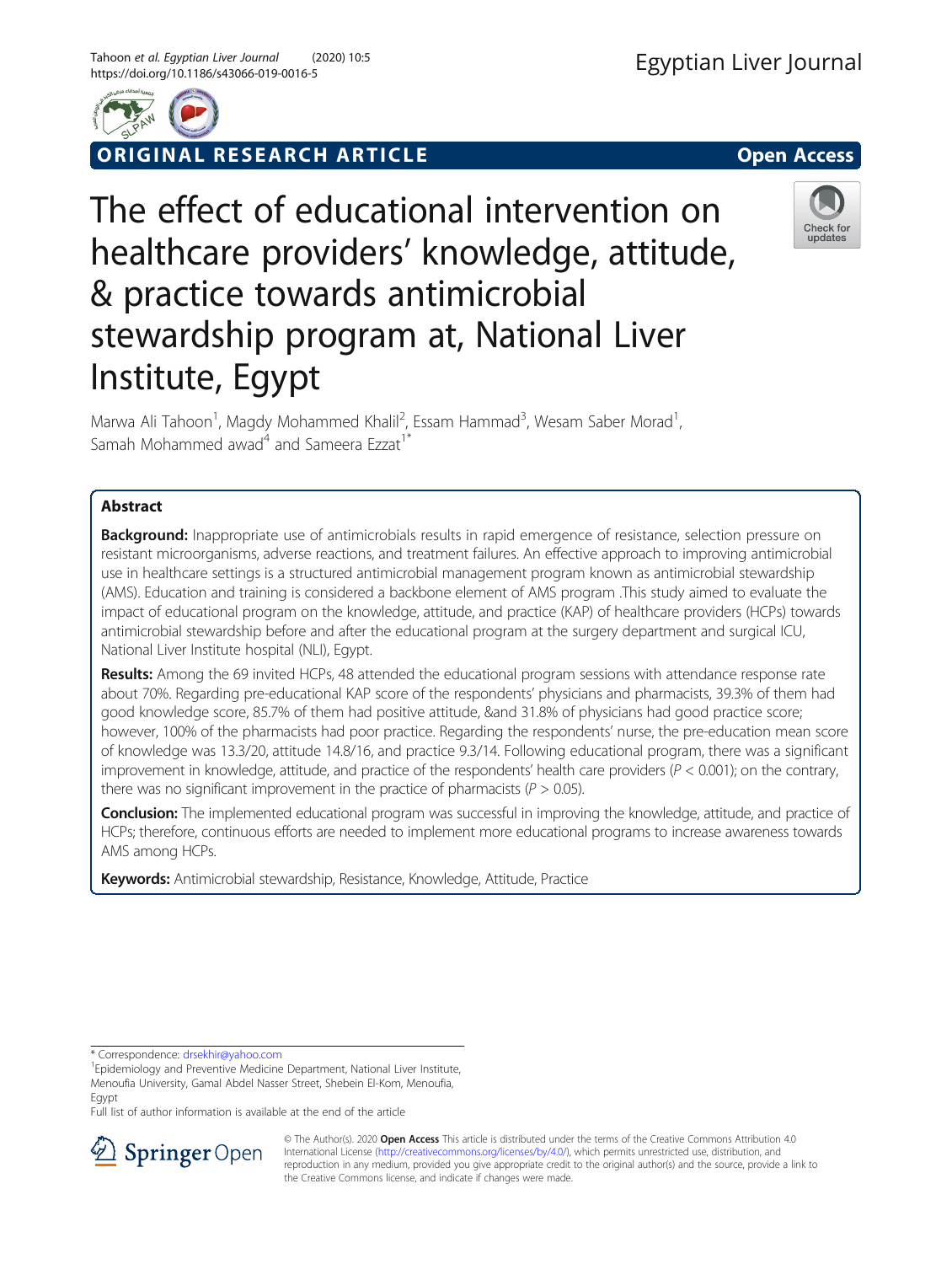ORIGINAL RESEARCH ARTICLE

Open Access

# The effect of educational intervention on healthcare providers' knowledge, attitude, & practice towards antimicrobial stewardship program at, National Liver Institute, Egypt

Marwa Ali Tahoon[1], Magdy Mohammed Khalil[2], Essam Hammad[3], Wesam Saber Morad[1], Samah Mohammed awad[4] and Sameera Ezzat[1*]

## Abstract

**Background:** Inappropriate use of antimicrobials results in rapid emergence of resistance, selection pressure on resistant microorganisms, adverse reactions, and treatment failures. An effective approach to improving antimicrobial use in healthcare settings is a structured antimicrobial management program known as antimicrobial stewardship (AMS). Education and training is considered a backbone element of AMS program .This study aimed to evaluate the impact of educational program on the knowledge, attitude, and practice (KAP) of healthcare providers (HCPs) towards antimicrobial stewardship before and after the educational program at the surgery department and surgical ICU, National Liver Institute hospital (NLI), Egypt.

**Results:** Among the 69 invited HCPs, 48 attended the educational program sessions with attendance response rate about 70%. Regarding pre-educational KAP score of the respondents' physicians and pharmacists, 39.3% of them had good knowledge score, 85.7% of them had positive attitude, &and 31.8% of physicians had good practice score; however, 100% of the pharmacists had poor practice. Regarding the respondents' nurse, the pre-education mean score of knowledge was 13.3/20, attitude 14.8/16, and practice 9.3/14. Following educational program, there was a significant improvement in knowledge, attitude, and practice of the respondents' health care providers ($P < 0.001$); on the contrary, there was no significant improvement in the practice of pharmacists ($P > 0.05$).

**Conclusion:** The implemented educational program was successful in improving the knowledge, attitude, and practice of HCPs; therefore, continuous efforts are needed to implement more educational programs to increase awareness towards AMS among HCPs.

**Keywords:** Antimicrobial stewardship, Resistance, Knowledge, Attitude, Practice

* Correspondence: drsekhir@yahoo.com

[1]Epidemiology and Preventive Medicine Department, National Liver Institute, Menoufia University, Gamal Abdel Nasser Street, Shebein El-Kom, Menoufia, Egypt

Full list of author information is available at the end of the article

© The Author(s). 2020 **Open Access** This article is distributed under the terms of the Creative Commons Attribution 4.0 International License (http://creativecommons.org/licenses/by/4.0/), which permits unrestricted use, distribution, and reproduction in any medium, provided you give appropriate credit to the original author(s) and the source, provide a link to the Creative Commons license, and indicate if changes were made.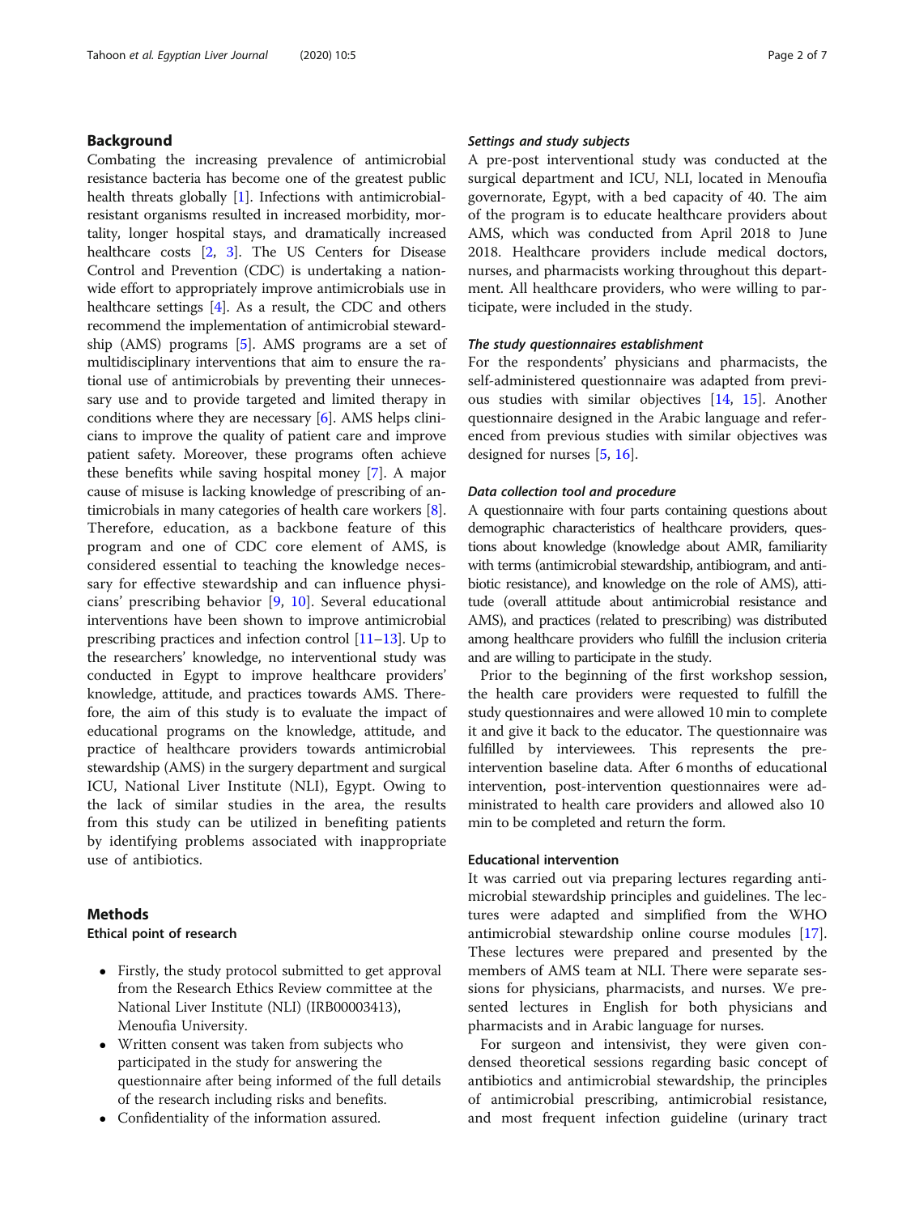## Background

Combating the increasing prevalence of antimicrobial resistance bacteria has become one of the greatest public health threats globally [1]. Infections with antimicrobial-resistant organisms resulted in increased morbidity, mortality, longer hospital stays, and dramatically increased healthcare costs [2, 3]. The US Centers for Disease Control and Prevention (CDC) is undertaking a nationwide effort to appropriately improve antimicrobials use in healthcare settings [4]. As a result, the CDC and others recommend the implementation of antimicrobial stewardship (AMS) programs [5]. AMS programs are a set of multidisciplinary interventions that aim to ensure the rational use of antimicrobials by preventing their unnecessary use and to provide targeted and limited therapy in conditions where they are necessary [6]. AMS helps clinicians to improve the quality of patient care and improve patient safety. Moreover, these programs often achieve these benefits while saving hospital money [7]. A major cause of misuse is lacking knowledge of prescribing of antimicrobials in many categories of health care workers [8]. Therefore, education, as a backbone feature of this program and one of CDC core element of AMS, is considered essential to teaching the knowledge necessary for effective stewardship and can influence physicians' prescribing behavior [9, 10]. Several educational interventions have been shown to improve antimicrobial prescribing practices and infection control [11–13]. Up to the researchers' knowledge, no interventional study was conducted in Egypt to improve healthcare providers' knowledge, attitude, and practices towards AMS. Therefore, the aim of this study is to evaluate the impact of educational programs on the knowledge, attitude, and practice of healthcare providers towards antimicrobial stewardship (AMS) in the surgery department and surgical ICU, National Liver Institute (NLI), Egypt. Owing to the lack of similar studies in the area, the results from this study can be utilized in benefiting patients by identifying problems associated with inappropriate use of antibiotics.

## Methods

### Ethical point of research

- Firstly, the study protocol submitted to get approval from the Research Ethics Review committee at the National Liver Institute (NLI) (IRB00003413), Menoufia University.
- Written consent was taken from subjects who participated in the study for answering the questionnaire after being informed of the full details of the research including risks and benefits.
- Confidentiality of the information assured.

#### *Settings and study subjects*

A pre-post interventional study was conducted at the surgical department and ICU, NLI, located in Menoufia governorate, Egypt, with a bed capacity of 40. The aim of the program is to educate healthcare providers about AMS, which was conducted from April 2018 to June 2018. Healthcare providers include medical doctors, nurses, and pharmacists working throughout this department. All healthcare providers, who were willing to participate, were included in the study.

#### *The study questionnaires establishment*

For the respondents' physicians and pharmacists, the self-administered questionnaire was adapted from previous studies with similar objectives [14, 15]. Another questionnaire designed in the Arabic language and referenced from previous studies with similar objectives was designed for nurses [5, 16].

#### *Data collection tool and procedure*

A questionnaire with four parts containing questions about demographic characteristics of healthcare providers, questions about knowledge (knowledge about AMR, familiarity with terms (antimicrobial stewardship, antibiogram, and antibiotic resistance), and knowledge on the role of AMS), attitude (overall attitude about antimicrobial resistance and AMS), and practices (related to prescribing) was distributed among healthcare providers who fulfill the inclusion criteria and are willing to participate in the study.

Prior to the beginning of the first workshop session, the health care providers were requested to fulfill the study questionnaires and were allowed 10 min to complete it and give it back to the educator. The questionnaire was fulfilled by interviewees. This represents the pre-intervention baseline data. After 6 months of educational intervention, post-intervention questionnaires were administrated to health care providers and allowed also 10 min to be completed and return the form.

### Educational intervention

It was carried out via preparing lectures regarding antimicrobial stewardship principles and guidelines. The lectures were adapted and simplified from the WHO antimicrobial stewardship online course modules [17]. These lectures were prepared and presented by the members of AMS team at NLI. There were separate sessions for physicians, pharmacists, and nurses. We presented lectures in English for both physicians and pharmacists and in Arabic language for nurses.

For surgeon and intensivist, they were given condensed theoretical sessions regarding basic concept of antibiotics and antimicrobial stewardship, the principles of antimicrobial prescribing, antimicrobial resistance, and most frequent infection guideline (urinary tract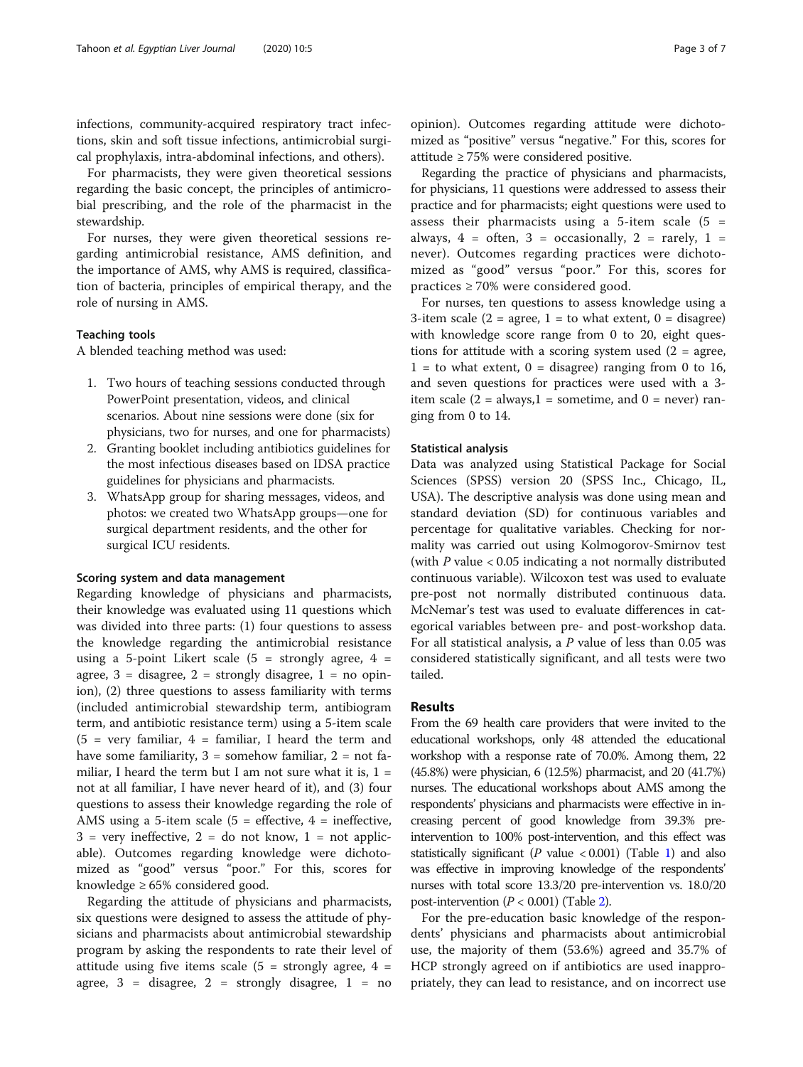infections, community-acquired respiratory tract infections, skin and soft tissue infections, antimicrobial surgical prophylaxis, intra-abdominal infections, and others).

For pharmacists, they were given theoretical sessions regarding the basic concept, the principles of antimicrobial prescribing, and the role of the pharmacist in the stewardship.

For nurses, they were given theoretical sessions regarding antimicrobial resistance, AMS definition, and the importance of AMS, why AMS is required, classification of bacteria, principles of empirical therapy, and the role of nursing in AMS.

### Teaching tools

A blended teaching method was used:

1. Two hours of teaching sessions conducted through PowerPoint presentation, videos, and clinical scenarios. About nine sessions were done (six for physicians, two for nurses, and one for pharmacists)
2. Granting booklet including antibiotics guidelines for the most infectious diseases based on IDSA practice guidelines for physicians and pharmacists.
3. WhatsApp group for sharing messages, videos, and photos: we created two WhatsApp groups—one for surgical department residents, and the other for surgical ICU residents.

### Scoring system and data management

Regarding knowledge of physicians and pharmacists, their knowledge was evaluated using 11 questions which was divided into three parts: (1) four questions to assess the knowledge regarding the antimicrobial resistance using a 5-point Likert scale (5 = strongly agree, 4 = agree, 3 = disagree, 2 = strongly disagree, 1 = no opinion), (2) three questions to assess familiarity with terms (included antimicrobial stewardship term, antibiogram term, and antibiotic resistance term) using a 5-item scale (5 = very familiar, 4 = familiar, I heard the term and have some familiarity, 3 = somehow familiar, 2 = not familiar, I heard the term but I am not sure what it is, 1 = not at all familiar, I have never heard of it), and (3) four questions to assess their knowledge regarding the role of AMS using a 5-item scale (5 = effective, 4 = ineffective, 3 = very ineffective, 2 = do not know, 1 = not applicable). Outcomes regarding knowledge were dichotomized as "good" versus "poor." For this, scores for knowledge ≥ 65% considered good.

Regarding the attitude of physicians and pharmacists, six questions were designed to assess the attitude of physicians and pharmacists about antimicrobial stewardship program by asking the respondents to rate their level of attitude using five items scale (5 = strongly agree, 4 = agree, 3 = disagree, 2 = strongly disagree, 1 = no opinion). Outcomes regarding attitude were dichotomized as "positive" versus "negative." For this, scores for attitude ≥ 75% were considered positive.

Regarding the practice of physicians and pharmacists, for physicians, 11 questions were addressed to assess their practice and for pharmacists; eight questions were used to assess their pharmacists using a 5-item scale (5 = always, 4 = often, 3 = occasionally, 2 = rarely, 1 = never). Outcomes regarding practices were dichotomized as "good" versus "poor." For this, scores for practices ≥ 70% were considered good.

For nurses, ten questions to assess knowledge using a 3-item scale (2 = agree, 1 = to what extent, 0 = disagree) with knowledge score range from 0 to 20, eight questions for attitude with a scoring system used (2 = agree, 1 = to what extent, 0 = disagree) ranging from 0 to 16, and seven questions for practices were used with a 3-item scale (2 = always,1 = sometime, and 0 = never) ranging from 0 to 14.

### Statistical analysis

Data was analyzed using Statistical Package for Social Sciences (SPSS) version 20 (SPSS Inc., Chicago, IL, USA). The descriptive analysis was done using mean and standard deviation (SD) for continuous variables and percentage for qualitative variables. Checking for normality was carried out using Kolmogorov-Smirnov test (with $P$ value < 0.05 indicating a not normally distributed continuous variable). Wilcoxon test was used to evaluate pre-post not normally distributed continuous data. McNemar's test was used to evaluate differences in categorical variables between pre- and post-workshop data. For all statistical analysis, a $P$ value of less than 0.05 was considered statistically significant, and all tests were two tailed.

## Results

From the 69 health care providers that were invited to the educational workshops, only 48 attended the educational workshop with a response rate of 70.0%. Among them, 22 (45.8%) were physician, 6 (12.5%) pharmacist, and 20 (41.7%) nurses. The educational workshops about AMS among the respondents' physicians and pharmacists were effective in increasing percent of good knowledge from 39.3% pre-intervention to 100% post-intervention, and this effect was statistically significant ($P$ value < 0.001) (Table 1) and also was effective in improving knowledge of the respondents' nurses with total score 13.3/20 pre-intervention vs. 18.0/20 post-intervention ($P$ < 0.001) (Table 2).

For the pre-education basic knowledge of the respondents' physicians and pharmacists about antimicrobial use, the majority of them (53.6%) agreed and 35.7% of HCP strongly agreed on if antibiotics are used inappropriately, they can lead to resistance, and on incorrect use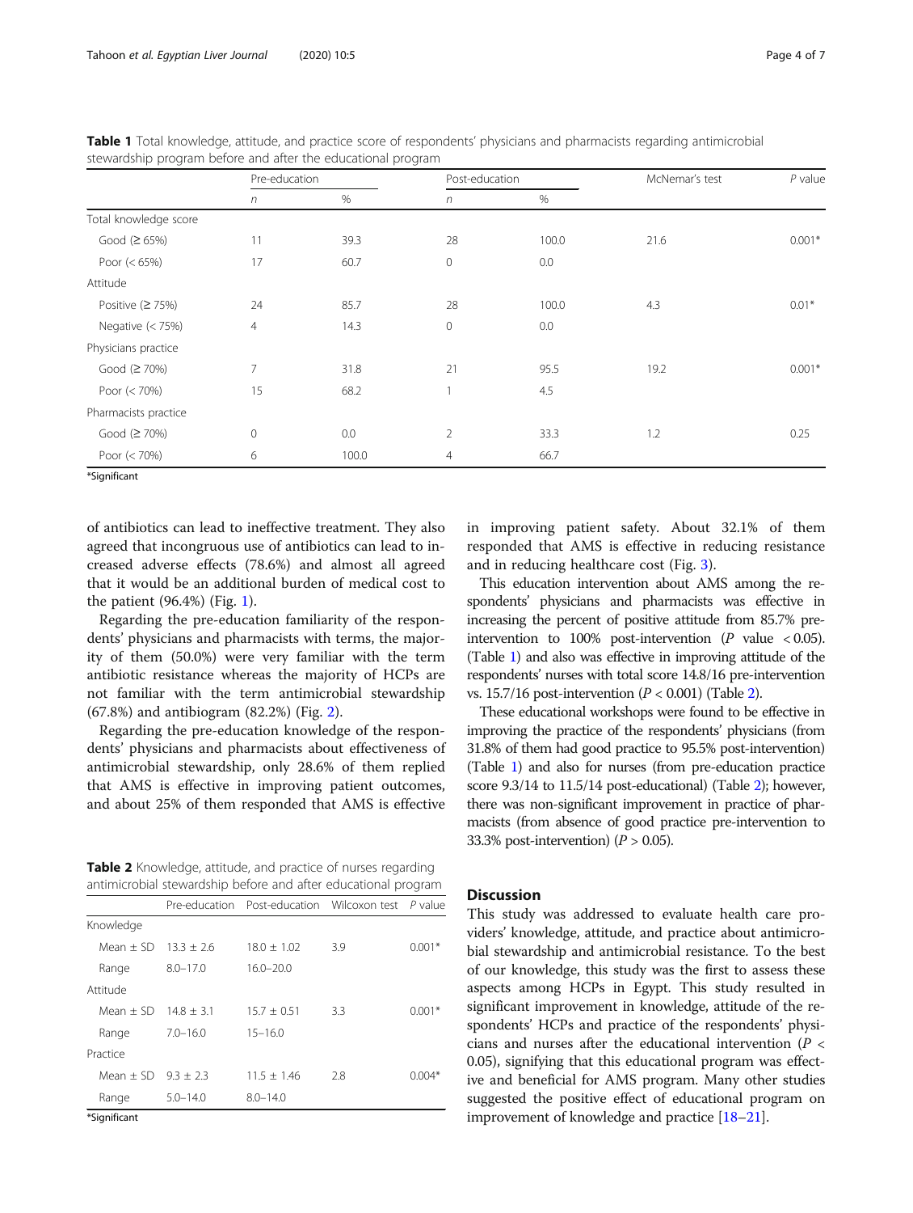**Table 1** Total knowledge, attitude, and practice score of respondents' physicians and pharmacists regarding antimicrobial stewardship program before and after the educational program

| | Pre-education | | Post-education | | McNemar's test | *P* value |
|---|---|---|---|---|---|---|
| | *n* | % | *n* | % | | |
| Total knowledge score | | | | | | |
| Good (≥ 65%) | 11 | 39.3 | 28 | 100.0 | 21.6 | 0.001* |
| Poor (< 65%) | 17 | 60.7 | 0 | 0.0 | | |
| Attitude | | | | | | |
| Positive (≥ 75%) | 24 | 85.7 | 28 | 100.0 | 4.3 | 0.01* |
| Negative (< 75%) | 4 | 14.3 | 0 | 0.0 | | |
| Physicians practice | | | | | | |
| Good (≥ 70%) | 7 | 31.8 | 21 | 95.5 | 19.2 | 0.001* |
| Poor (< 70%) | 15 | 68.2 | 1 | 4.5 | | |
| Pharmacists practice | | | | | | |
| Good (≥ 70%) | 0 | 0.0 | 2 | 33.3 | 1.2 | 0.25 |
| Poor (< 70%) | 6 | 100.0 | 4 | 66.7 | | |

*Significant

of antibiotics can lead to ineffective treatment. They also agreed that incongruous use of antibiotics can lead to increased adverse effects (78.6%) and almost all agreed that it would be an additional burden of medical cost to the patient (96.4%) (Fig. 1).

Regarding the pre-education familiarity of the respondents' physicians and pharmacists with terms, the majority of them (50.0%) were very familiar with the term antibiotic resistance whereas the majority of HCPs are not familiar with the term antimicrobial stewardship (67.8%) and antibiogram (82.2%) (Fig. 2).

Regarding the pre-education knowledge of the respondents' physicians and pharmacists about effectiveness of antimicrobial stewardship, only 28.6% of them replied that AMS is effective in improving patient outcomes, and about 25% of them responded that AMS is effective in improving patient safety. About 32.1% of them responded that AMS is effective in reducing resistance and in reducing healthcare cost (Fig. 3).

**Table 2** Knowledge, attitude, and practice of nurses regarding antimicrobial stewardship before and after educational program

| | Pre-education | Post-education | Wilcoxon test | *P* value |
|---|---|---|---|---|
| Knowledge | | | | |
| Mean ± SD | 13.3 ± 2.6 | 18.0 ± 1.02 | 3.9 | 0.001* |
| Range | 8.0–17.0 | 16.0–20.0 | | |
| Attitude | | | | |
| Mean ± SD | 14.8 ± 3.1 | 15.7 ± 0.51 | 3.3 | 0.001* |
| Range | 7.0–16.0 | 15–16.0 | | |
| Practice | | | | |
| Mean ± SD | 9.3 ± 2.3 | 11.5 ± 1.46 | 2.8 | 0.004* |
| Range | 5.0–14.0 | 8.0–14.0 | | |

*Significant

This education intervention about AMS among the respondents' physicians and pharmacists was effective in increasing the percent of positive attitude from 85.7% pre-intervention to 100% post-intervention ($P$ value $< 0.05$). (Table 1) and also was effective in improving attitude of the respondents' nurses with total score 14.8/16 pre-intervention vs. 15.7/16 post-intervention ($P < 0.001$) (Table 2).

These educational workshops were found to be effective in improving the practice of the respondents' physicians (from 31.8% of them had good practice to 95.5% post-intervention) (Table 1) and also for nurses (from pre-education practice score 9.3/14 to 11.5/14 post-educational) (Table 2); however, there was non-significant improvement in practice of pharmacists (from absence of good practice pre-intervention to 33.3% post-intervention) ($P > 0.05$).

## Discussion

This study was addressed to evaluate health care providers' knowledge, attitude, and practice about antimicrobial stewardship and antimicrobial resistance. To the best of our knowledge, this study was the first to assess these aspects among HCPs in Egypt. This study resulted in significant improvement in knowledge, attitude of the respondents' HCPs and practice of the respondents' physicians and nurses after the educational intervention ($P < 0.05$), signifying that this educational program was effective and beneficial for AMS program. Many other studies suggested the positive effect of educational program on improvement of knowledge and practice [18–21].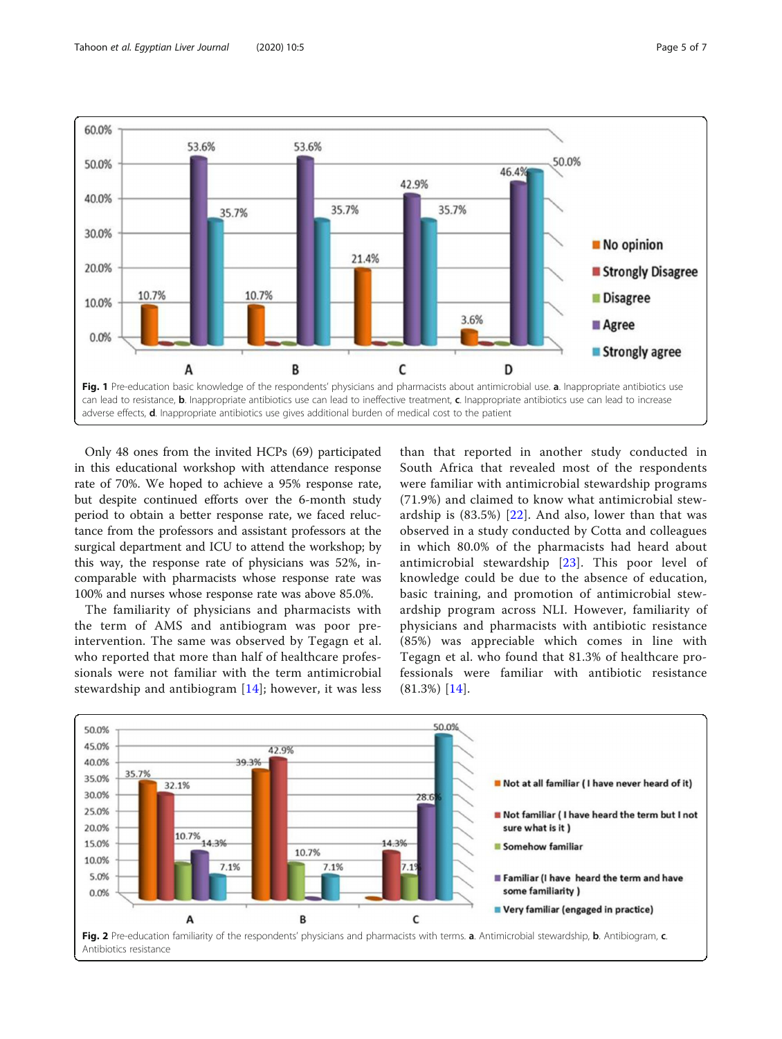**Fig. 1** Pre-education basic knowledge of the respondents' physicians and pharmacists about antimicrobial use. **a**. Inappropriate antibiotics use can lead to resistance, **b**. Inappropriate antibiotics use can lead to ineffective treatment, **c**. Inappropriate antibiotics use can lead to increase adverse effects, **d**. Inappropriate antibiotics use gives additional burden of medical cost to the patient

Only 48 ones from the invited HCPs (69) participated in this educational workshop with attendance response rate of 70%. We hoped to achieve a 95% response rate, but despite continued efforts over the 6-month study period to obtain a better response rate, we faced reluctance from the professors and assistant professors at the surgical department and ICU to attend the workshop; by this way, the response rate of physicians was 52%, incomparable with pharmacists whose response rate was 100% and nurses whose response rate was above 85.0%.

The familiarity of physicians and pharmacists with the term of AMS and antibiogram was poor pre-intervention. The same was observed by Tegagn et al. who reported that more than half of healthcare professionals were not familiar with the term antimicrobial stewardship and antibiogram [14]; however, it was less than that reported in another study conducted in South Africa that revealed most of the respondents were familiar with antimicrobial stewardship programs (71.9%) and claimed to know what antimicrobial stewardship is (83.5%) [22]. And also, lower than that was observed in a study conducted by Cotta and colleagues in which 80.0% of the pharmacists had heard about antimicrobial stewardship [23]. This poor level of knowledge could be due to the absence of education, basic training, and promotion of antimicrobial stewardship program across NLI. However, familiarity of physicians and pharmacists with antibiotic resistance (85%) was appreciable which comes in line with Tegagn et al. who found that 81.3% of healthcare professionals were familiar with antibiotic resistance (81.3%) [14].

**Fig. 2** Pre-education familiarity of the respondents' physicians and pharmacists with terms. **a**. Antimicrobial stewardship, **b**. Antibiogram, **c**. Antibiotics resistance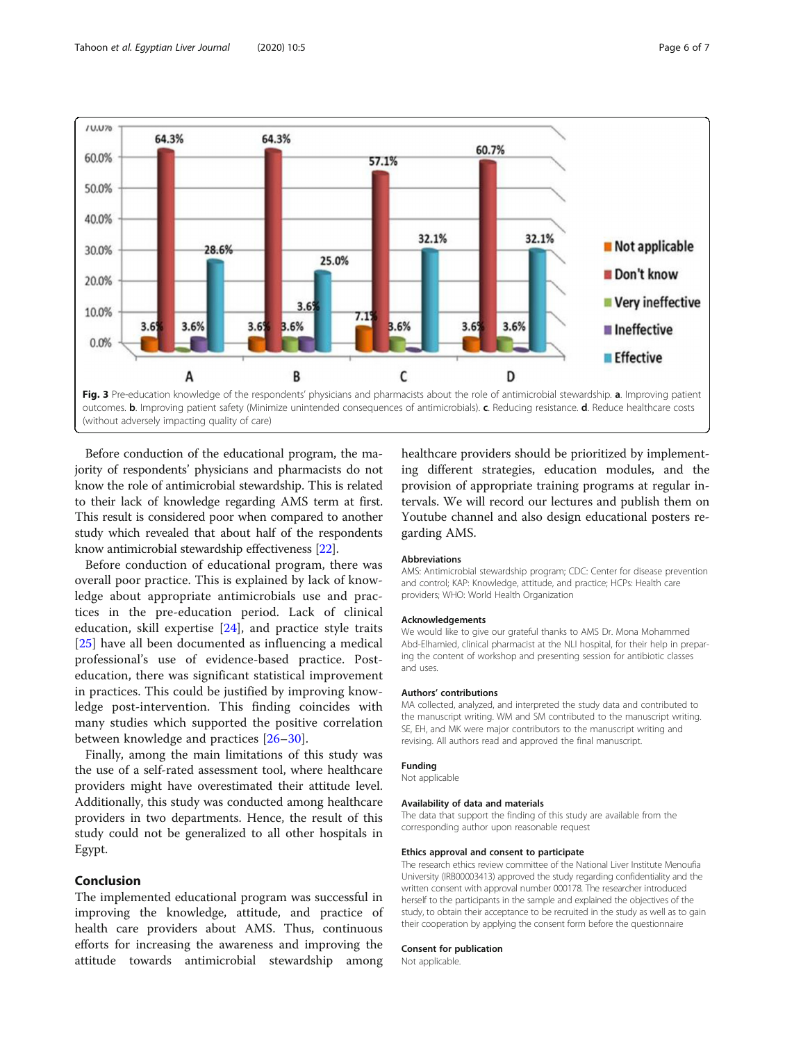Fig. 3 Pre-education knowledge of the respondents' physicians and pharmacists about the role of antimicrobial stewardship. **a**. Improving patient outcomes. **b**. Improving patient safety (Minimize unintended consequences of antimicrobials). **c**. Reducing resistance. **d**. Reduce healthcare costs (without adversely impacting quality of care)

Before conduction of the educational program, the majority of respondents' physicians and pharmacists do not know the role of antimicrobial stewardship. This is related to their lack of knowledge regarding AMS term at first. This result is considered poor when compared to another study which revealed that about half of the respondents know antimicrobial stewardship effectiveness [22].

Before conduction of educational program, there was overall poor practice. This is explained by lack of knowledge about appropriate antimicrobials use and practices in the pre-education period. Lack of clinical education, skill expertise [24], and practice style traits [25] have all been documented as influencing a medical professional's use of evidence-based practice. Post-education, there was significant statistical improvement in practices. This could be justified by improving knowledge post-intervention. This finding coincides with many studies which supported the positive correlation between knowledge and practices [26–30].

Finally, among the main limitations of this study was the use of a self-rated assessment tool, where healthcare providers might have overestimated their attitude level. Additionally, this study was conducted among healthcare providers in two departments. Hence, the result of this study could not be generalized to all other hospitals in Egypt.

## Conclusion

The implemented educational program was successful in improving the knowledge, attitude, and practice of health care providers about AMS. Thus, continuous efforts for increasing the awareness and improving the attitude towards antimicrobial stewardship among healthcare providers should be prioritized by implementing different strategies, education modules, and the provision of appropriate training programs at regular intervals. We will record our lectures and publish them on Youtube channel and also design educational posters regarding AMS.

### Abbreviations

AMS: Antimicrobial stewardship program; CDC: Center for disease prevention and control; KAP: Knowledge, attitude, and practice; HCPs: Health care providers; WHO: World Health Organization

### Acknowledgements

We would like to give our grateful thanks to AMS Dr. Mona Mohammed Abd-Elhamied, clinical pharmacist at the NLI hospital, for their help in preparing the content of workshop and presenting session for antibiotic classes and uses.

### Authors' contributions

MA collected, analyzed, and interpreted the study data and contributed to the manuscript writing. WM and SM contributed to the manuscript writing. SE, EH, and MK were major contributors to the manuscript writing and revising. All authors read and approved the final manuscript.

### Funding

Not applicable

### Availability of data and materials

The data that support the finding of this study are available from the corresponding author upon reasonable request

### Ethics approval and consent to participate

The research ethics review committee of the National Liver Institute Menoufia University (IRB00003413) approved the study regarding confidentiality and the written consent with approval number 000178. The researcher introduced herself to the participants in the sample and explained the objectives of the study, to obtain their acceptance to be recruited in the study as well as to gain their cooperation by applying the consent form before the questionnaire

### Consent for publication

Not applicable.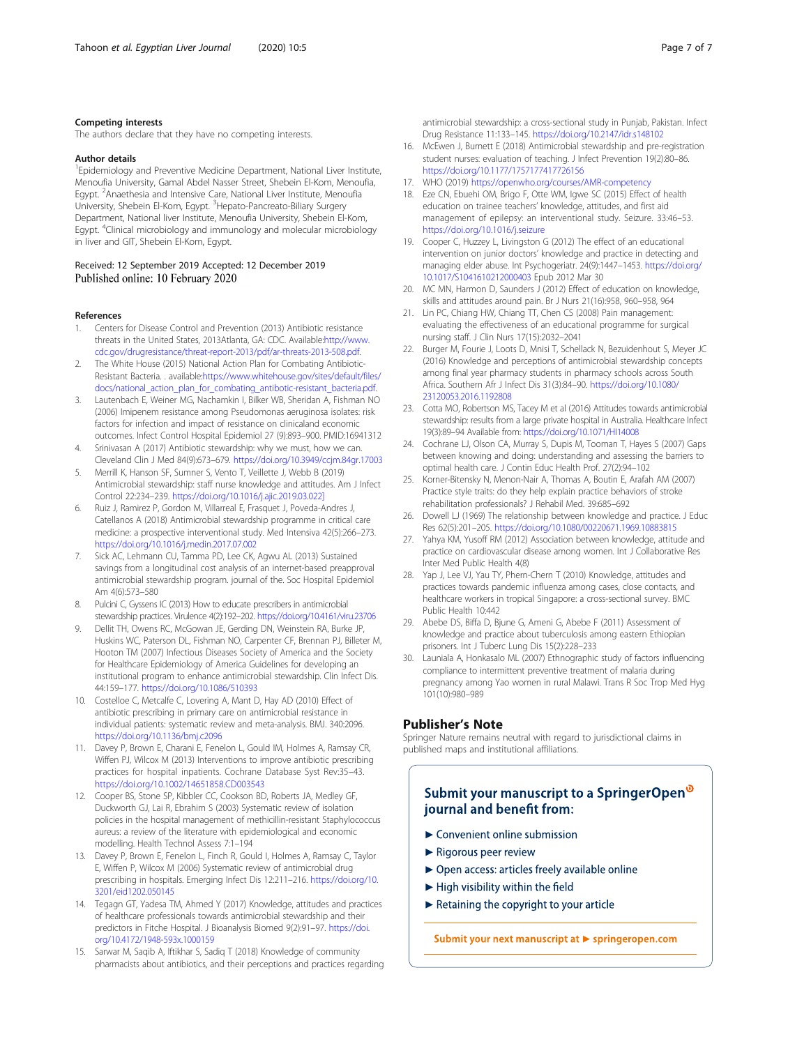### Competing interests

The authors declare that they have no competing interests.

### Author details

[1]Epidemiology and Preventive Medicine Department, National Liver Institute, Menoufia University, Gamal Abdel Nasser Street, Shebein El-Kom, Menoufia, Egypt. [2]Anaethesia and Intensive Care, National Liver Institute, Menoufia University, Shebein El-Kom, Egypt. [3]Hepato-Pancreato-Biliary Surgery Department, National liver Institute, Menoufia University, Shebein El-Kom, Egypt. [4]Clinical microbiology and immunology and molecular microbiology in liver and GIT, Shebein El-Kom, Egypt.

Received: 12 September 2019 Accepted: 12 December 2019
Published online: 10 February 2020

### References

1. Centers for Disease Control and Prevention (2013) Antibiotic resistance threats in the United States, 2013Atlanta, GA: CDC. Available:http://www.cdc.gov/drugresistance/threat-report-2013/pdf/ar-threats-2013-508.pdf.
2. The White House (2015) National Action Plan for Combating Antibiotic-Resistant Bacteria. . available:https://www.whitehouse.gov/sites/default/files/docs/national_action_plan_for_combating_antibotic-resistant_bacteria.pdf.
3. Lautenbach E, Weiner MG, Nachamkin I, Bilker WB, Sheridan A, Fishman NO (2006) Imipenem resistance among Pseudomonas aeruginosa isolates: risk factors for infection and impact of resistance on clinicaland economic outcomes. Infect Control Hospital Epidemiol 27 (9):893–900. PMID:16941312
4. Srinivasan A (2017) Antibiotic stewardship: why we must, how we can. Cleveland Clin J Med 84(9):673–679. https://doi.org/10.3949/ccjm.84gr.17003
5. Merrill K, Hanson SF, Sumner S, Vento T, Veillette J, Webb B (2019) Antimicrobial stewardship: staff nurse knowledge and attitudes. Am J Infect Control 22:234–239. https://doi.org/10.1016/j.ajic.2019.03.022]
6. Ruiz J, Ramirez P, Gordon M, Villarreal E, Frasquet J, Poveda-Andres J, Catellanos A (2018) Antimicrobial stewardship programme in critical care medicine: a prospective interventional study. Med Intensiva 42(5):266–273. https://doi.org/10.1016/j.medin.2017.07.002
7. Sick AC, Lehmann CU, Tamma PD, Lee CK, Agwu AL (2013) Sustained savings from a longitudinal cost analysis of an internet-based preapproval antimicrobial stewardship program. journal of the. Soc Hospital Epidemiol Am 4(6):573–580
8. Pulcini C, Gyssens IC (2013) How to educate prescribers in antimicrobial stewardship practices. Virulence 4(2):192–202. https://doi.org/10.4161/viru.23706
9. Dellit TH, Owens RC, McGowan JE, Gerding DN, Weinstein RA, Burke JP, Huskins WC, Paterson DL, Fishman NO, Carpenter CF, Brennan PJ, Billeter M, Hooton TM (2007) Infectious Diseases Society of America and the Society for Healthcare Epidemiology of America Guidelines for developing an institutional program to enhance antimicrobial stewardship. Clin Infect Dis. 44:159–177. https://doi.org/10.1086/510393
10. Costelloe C, Metcalfe C, Lovering A, Mant D, Hay AD (2010) Effect of antibiotic prescribing in primary care on antimicrobial resistance in individual patients: systematic review and meta-analysis. BMJ. 340:2096. https://doi.org/10.1136/bmj.c2096
11. Davey P, Brown E, Charani E, Fenelon L, Gould IM, Holmes A, Ramsay CR, Wiffen PJ, Wilcox M (2013) Interventions to improve antibiotic prescribing practices for hospital inpatients. Cochrane Database Syst Rev:35–43. https://doi.org/10.1002/14651858.CD003543
12. Cooper BS, Stone SP, Kibbler CC, Cookson BD, Roberts JA, Medley GF, Duckworth GJ, Lai R, Ebrahim S (2003) Systematic review of isolation policies in the hospital management of methicillin-resistant Staphylococcus aureus: a review of the literature with epidemiological and economic modelling. Health Technol Assess 7:1–194
13. Davey P, Brown E, Fenelon L, Finch R, Gould I, Holmes A, Ramsay C, Taylor E, Wiffen P, Wilcox M (2006) Systematic review of antimicrobial drug prescribing in hospitals. Emerging Infect Dis 12:211–216. https://doi.org/10.3201/eid1202.050145
14. Tegagn GT, Yadesa TM, Ahmed Y (2017) Knowledge, attitudes and practices of healthcare professionals towards antimicrobial stewardship and their predictors in Fitche Hospital. J Bioanalysis Biomed 9(2):91–97. https://doi.org/10.4172/1948-593x.1000159
15. Sarwar M, Saqib A, Iftikhar S, Sadiq T (2018) Knowledge of community pharmacists about antibiotics, and their perceptions and practices regarding antimicrobial stewardship: a cross-sectional study in Punjab, Pakistan. Infect Drug Resistance 11:133–145. https://doi.org/10.2147/idr.s148102
16. McEwen J, Burnett E (2018) Antimicrobial stewardship and pre-registration student nurses: evaluation of teaching. J Infect Prevention 19(2):80–86. https://doi.org/10.1177/1757177417726156
17. WHO (2019) https://openwho.org/courses/AMR-competency
18. Eze CN, Ebuehi OM, Brigo F, Otte WM, Igwe SC (2015) Effect of health education on trainee teachers' knowledge, attitudes, and first aid management of epilepsy: an interventional study. Seizure. 33:46–53. https://doi.org/10.1016/j.seizure
19. Cooper C, Huzzey L, Livingston G (2012) The effect of an educational intervention on junior doctors' knowledge and practice in detecting and managing elder abuse. Int Psychogeriatr. 24(9):1447–1453. https://doi.org/10.1017/S1041610212000403 Epub 2012 Mar 30
20. MC MN, Harmon D, Saunders J (2012) Effect of education on knowledge, skills and attitudes around pain. Br J Nurs 21(16):958, 960–958, 964
21. Lin PC, Chiang HW, Chiang TT, Chen CS (2008) Pain management: evaluating the effectiveness of an educational programme for surgical nursing staff. J Clin Nurs 17(15):2032–2041
22. Burger M, Fourie J, Loots D, Mnisi T, Schellack N, Bezuidenhout S, Meyer JC (2016) Knowledge and perceptions of antimicrobial stewardship concepts among final year pharmacy students in pharmacy schools across South Africa. Southern Afr J Infect Dis 31(3):84–90. https://doi.org/10.1080/23120053.2016.1192808
23. Cotta MO, Robertson MS, Tacey M et al (2016) Attitudes towards antimicrobial stewardship: results from a large private hospital in Australia. Healthcare Infect 19(3):89–94 Available from: https://doi.org/10.1071/HI14008
24. Cochrane LJ, Olson CA, Murray S, Dupis M, Tooman T, Hayes S (2007) Gaps between knowing and doing: understanding and assessing the barriers to optimal health care. J Contin Educ Health Prof. 27(2):94–102
25. Korner-Bitensky N, Menon-Nair A, Thomas A, Boutin E, Arafah AM (2007) Practice style traits: do they help explain practice behaviors of stroke rehabilitation professionals? J Rehabil Med. 39:685–692
26. Dowell LJ (1969) The relationship between knowledge and practice. J Educ Res 62(5):201–205. https://doi.org/10.1080/00220671.1969.10883815
27. Yahya KM, Yusoff RM (2012) Association between knowledge, attitude and practice on cardiovascular disease among women. Int J Collaborative Res Inter Med Public Health 4(8)
28. Yap J, Lee VJ, Yau TY, Phern-Chern T (2010) Knowledge, attitudes and practices towards pandemic influenza among cases, close contacts, and healthcare workers in tropical Singapore: a cross-sectional survey. BMC Public Health 10:442
29. Abebe DS, Biffa D, Bjune G, Ameni G, Abebe F (2011) Assessment of knowledge and practice about tuberculosis among eastern Ethiopian prisoners. Int J Tuberc Lung Dis 15(2):228–233
30. Launiala A, Honkasalo ML (2007) Ethnographic study of factors influencing compliance to intermittent preventive treatment of malaria during pregnancy among Yao women in rural Malawi. Trans R Soc Trop Med Hyg 101(10):980–989

## Publisher's Note

Springer Nature remains neutral with regard to jurisdictional claims in published maps and institutional affiliations.

**Submit your manuscript to a SpringerOpen journal and benefit from:**

- ► Convenient online submission
- ► Rigorous peer review
- ► Open access: articles freely available online
- ► High visibility within the field
- ► Retaining the copyright to your article

**Submit your next manuscript at ► springeropen.com**